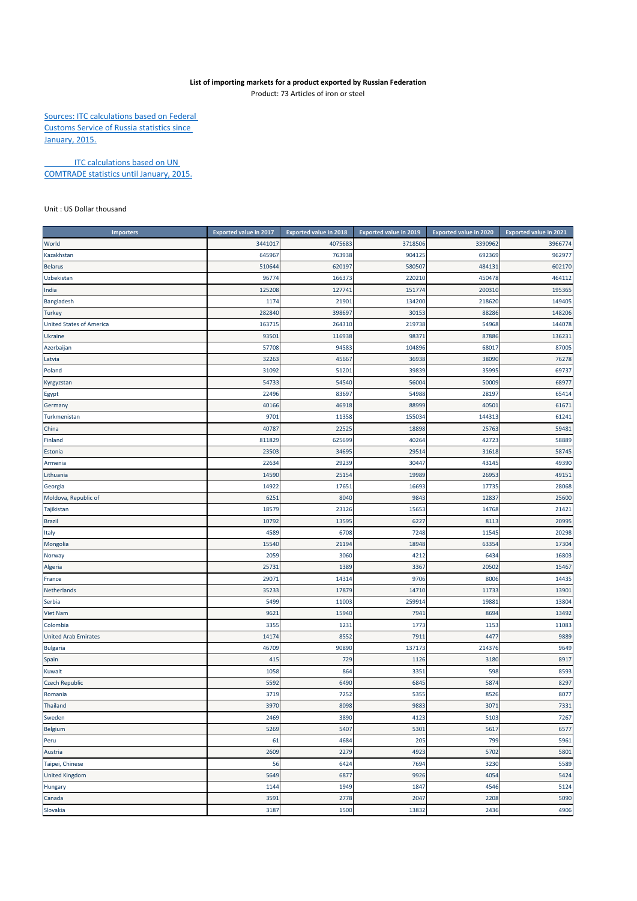**List of importing markets for a product exported by Russian Federation**

Product: 73 Articles of iron or steel

Sources: ITC calculations based on Federal Customs Service of Russia statistics since January, 2015.

ITC calculations based on UN COMTRADE statistics until January, 2015.

Unit : US Dollar thousand

| Importers | Exported value in 2017 | Exported value in 2018 | Exported value in 2019 | Exported value in 2020 | Exported value in 2021 |
|---|---|---|---|---|---|
| World | 3441017 | 4075683 | 3718506 | 3390962 | 3966774 |
| Kazakhstan | 645967 | 763938 | 904125 | 692369 | 962977 |
| Belarus | 510644 | 620197 | 580507 | 484131 | 602170 |
| Uzbekistan | 96774 | 166373 | 220210 | 450478 | 464112 |
| India | 125208 | 127741 | 151774 | 200310 | 195365 |
| Bangladesh | 1174 | 21901 | 134200 | 218620 | 149405 |
| Turkey | 282840 | 398697 | 30153 | 88286 | 148206 |
| United States of America | 163715 | 264310 | 219738 | 54968 | 144078 |
| Ukraine | 93501 | 116938 | 98371 | 87886 | 136231 |
| Azerbaijan | 57708 | 94583 | 104896 | 68017 | 87005 |
| Latvia | 32263 | 45667 | 36938 | 38090 | 76278 |
| Poland | 31092 | 51201 | 39839 | 35995 | 69737 |
| Kyrgyzstan | 54733 | 54540 | 56004 | 50009 | 68977 |
| Egypt | 22496 | 83697 | 54988 | 28197 | 65414 |
| Germany | 40166 | 46918 | 88999 | 40501 | 61671 |
| Turkmenistan | 9701 | 11358 | 155034 | 144313 | 61241 |
| China | 40787 | 22525 | 18898 | 25763 | 59481 |
| Finland | 811829 | 625699 | 40264 | 42723 | 58889 |
| Estonia | 23503 | 34695 | 29514 | 31618 | 58745 |
| Armenia | 22634 | 29239 | 30447 | 43145 | 49390 |
| Lithuania | 14590 | 25154 | 19989 | 26953 | 49151 |
| Georgia | 14922 | 17651 | 16693 | 17735 | 28068 |
| Moldova, Republic of | 6251 | 8040 | 9843 | 12837 | 25600 |
| Tajikistan | 18579 | 23126 | 15653 | 14768 | 21421 |
| Brazil | 10792 | 13595 | 6227 | 8113 | 20995 |
| Italy | 4589 | 6708 | 7248 | 11545 | 20298 |
| Mongolia | 15540 | 21194 | 18948 | 63354 | 17304 |
| Norway | 2059 | 3060 | 4212 | 6434 | 16803 |
| Algeria | 25731 | 1389 | 3367 | 20502 | 15467 |
| France | 29071 | 14314 | 9706 | 8006 | 14435 |
| Netherlands | 35233 | 17879 | 14710 | 11733 | 13901 |
| Serbia | 5499 | 11003 | 259914 | 19881 | 13804 |
| Viet Nam | 9621 | 15940 | 7941 | 8694 | 13492 |
| Colombia | 3355 | 1231 | 1773 | 1153 | 11083 |
| United Arab Emirates | 14174 | 8552 | 7911 | 4477 | 9889 |
| Bulgaria | 46709 | 90890 | 137173 | 214376 | 9649 |
| Spain | 415 | 729 | 1126 | 3180 | 8917 |
| Kuwait | 1058 | 864 | 3351 | 598 | 8593 |
| Czech Republic | 5592 | 6490 | 6845 | 5874 | 8297 |
| Romania | 3719 | 7252 | 5355 | 8526 | 8077 |
| Thailand | 3970 | 8098 | 9883 | 3071 | 7331 |
| Sweden | 2469 | 3890 | 4123 | 5103 | 7267 |
| Belgium | 5269 | 5407 | 5301 | 5617 | 6577 |
| Peru | 61 | 4684 | 205 | 799 | 5961 |
| Austria | 2609 | 2279 | 4923 | 5702 | 5801 |
| Taipei, Chinese | 56 | 6424 | 7694 | 3230 | 5589 |
| United Kingdom | 5649 | 6877 | 9926 | 4054 | 5424 |
| Hungary | 1144 | 1949 | 1847 | 4546 | 5124 |
| Canada | 3591 | 2778 | 2047 | 2208 | 5090 |
| Slovakia | 3187 | 1500 | 13832 | 2436 | 4906 |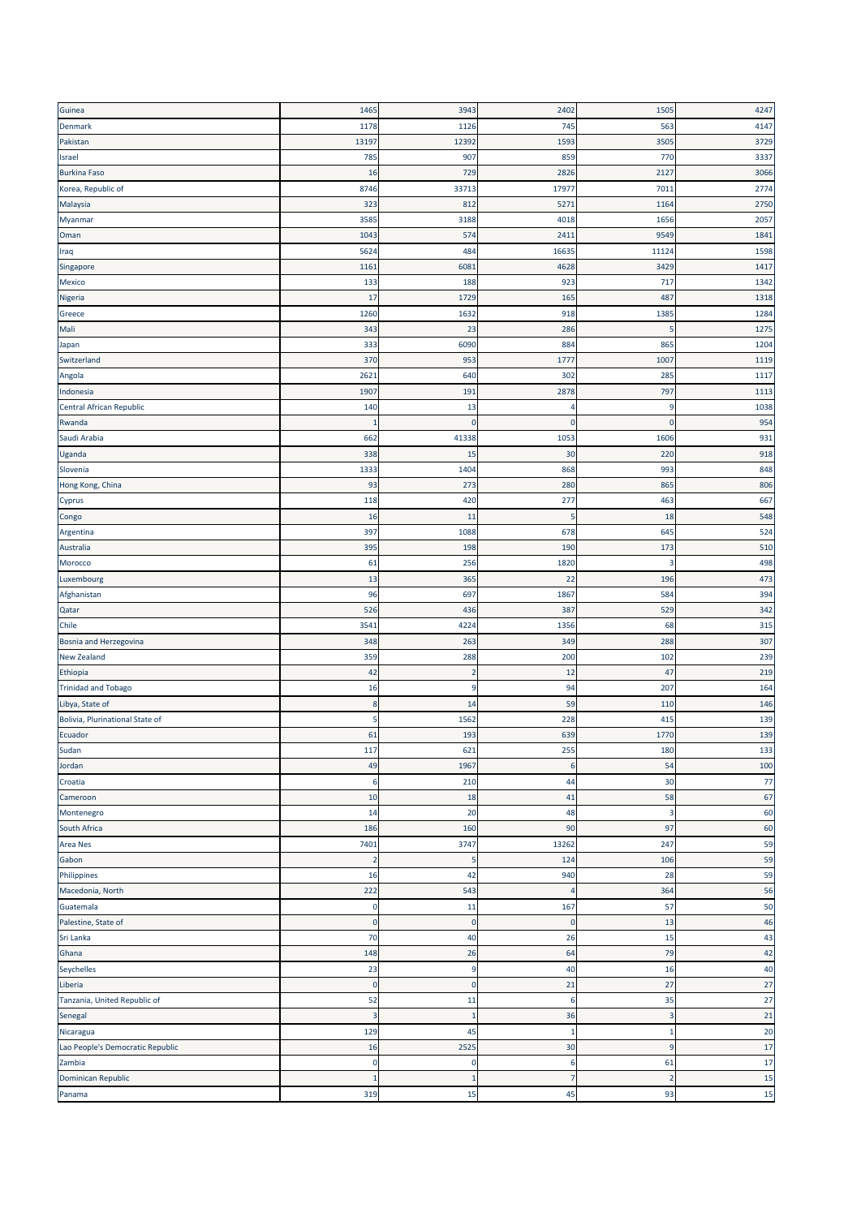| | | | | | |
|---|---|---|---|---|---|
| Guinea | 1465 | 3943 | 2402 | 1505 | 4247 |
| Denmark | 1178 | 1126 | 745 | 563 | 4147 |
| Pakistan | 13197 | 12392 | 1593 | 3505 | 3729 |
| Israel | 785 | 907 | 859 | 770 | 3337 |
| Burkina Faso | 16 | 729 | 2826 | 2127 | 3066 |
| Korea, Republic of | 8746 | 33713 | 17977 | 7011 | 2774 |
| Malaysia | 323 | 812 | 5271 | 1164 | 2750 |
| Myanmar | 3585 | 3188 | 4018 | 1656 | 2057 |
| Oman | 1043 | 574 | 2411 | 9549 | 1841 |
| Iraq | 5624 | 484 | 16635 | 11124 | 1598 |
| Singapore | 1161 | 6081 | 4628 | 3429 | 1417 |
| Mexico | 133 | 188 | 923 | 717 | 1342 |
| Nigeria | 17 | 1729 | 165 | 487 | 1318 |
| Greece | 1260 | 1632 | 918 | 1385 | 1284 |
| Mali | 343 | 23 | 286 | 5 | 1275 |
| Japan | 333 | 6090 | 884 | 865 | 1204 |
| Switzerland | 370 | 953 | 1777 | 1007 | 1119 |
| Angola | 2621 | 640 | 302 | 285 | 1117 |
| Indonesia | 1907 | 191 | 2878 | 797 | 1113 |
| Central African Republic | 140 | 13 | 4 | 9 | 1038 |
| Rwanda | 1 | 0 | 0 | 0 | 954 |
| Saudi Arabia | 662 | 41338 | 1053 | 1606 | 931 |
| Uganda | 338 | 15 | 30 | 220 | 918 |
| Slovenia | 1333 | 1404 | 868 | 993 | 848 |
| Hong Kong, China | 93 | 273 | 280 | 865 | 806 |
| Cyprus | 118 | 420 | 277 | 463 | 667 |
| Congo | 16 | 11 | 5 | 18 | 548 |
| Argentina | 397 | 1088 | 678 | 645 | 524 |
| Australia | 395 | 198 | 190 | 173 | 510 |
| Morocco | 61 | 256 | 1820 | 3 | 498 |
| Luxembourg | 13 | 365 | 22 | 196 | 473 |
| Afghanistan | 96 | 697 | 1867 | 584 | 394 |
| Qatar | 526 | 436 | 387 | 529 | 342 |
| Chile | 3541 | 4224 | 1356 | 68 | 315 |
| Bosnia and Herzegovina | 348 | 263 | 349 | 288 | 307 |
| New Zealand | 359 | 288 | 200 | 102 | 239 |
| Ethiopia | 42 | 2 | 12 | 47 | 219 |
| Trinidad and Tobago | 16 | 9 | 94 | 207 | 164 |
| Libya, State of | 8 | 14 | 59 | 110 | 146 |
| Bolivia, Plurinational State of | 5 | 1562 | 228 | 415 | 139 |
| Ecuador | 61 | 193 | 639 | 1770 | 139 |
| Sudan | 117 | 621 | 255 | 180 | 133 |
| Jordan | 49 | 1967 | 6 | 54 | 100 |
| Croatia | 6 | 210 | 44 | 30 | 77 |
| Cameroon | 10 | 18 | 41 | 58 | 67 |
| Montenegro | 14 | 20 | 48 | 3 | 60 |
| South Africa | 186 | 160 | 90 | 97 | 60 |
| Area Nes | 7401 | 3747 | 13262 | 247 | 59 |
| Gabon | 2 | 5 | 124 | 106 | 59 |
| Philippines | 16 | 42 | 940 | 28 | 59 |
| Macedonia, North | 222 | 543 | 4 | 364 | 56 |
| Guatemala | 0 | 11 | 167 | 57 | 50 |
| Palestine, State of | 0 | 0 | 0 | 13 | 46 |
| Sri Lanka | 70 | 40 | 26 | 15 | 43 |
| Ghana | 148 | 26 | 64 | 79 | 42 |
| Seychelles | 23 | 9 | 40 | 16 | 40 |
| Liberia | 0 | 0 | 21 | 27 | 27 |
| Tanzania, United Republic of | 52 | 11 | 6 | 35 | 27 |
| Senegal | 3 | 1 | 36 | 3 | 21 |
| Nicaragua | 129 | 45 | 1 | 1 | 20 |
| Lao People's Democratic Republic | 16 | 2525 | 30 | 9 | 17 |
| Zambia | 0 | 0 | 6 | 61 | 17 |
| Dominican Republic | 1 | 1 | 7 | 2 | 15 |
| Panama | 319 | 15 | 45 | 93 | 15 |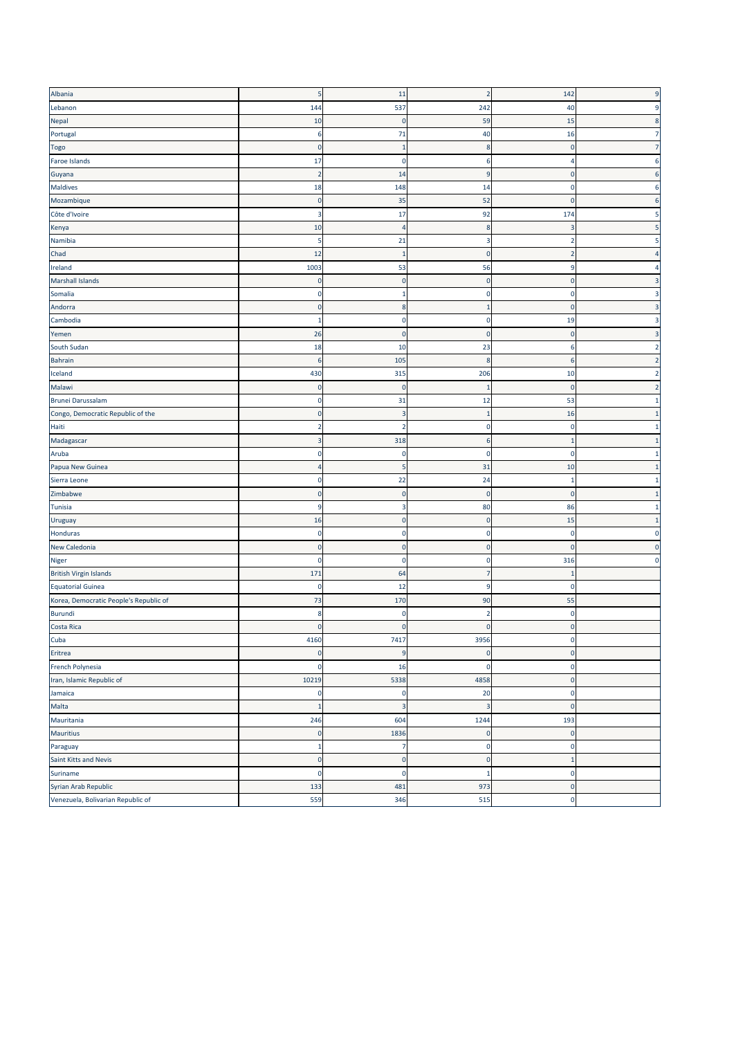| | | | | | |
|---|---|---|---|---|---|
| Albania | 5 | 11 | 2 | 142 | 9 |
| Lebanon | 144 | 537 | 242 | 40 | 9 |
| Nepal | 10 | 0 | 59 | 15 | 8 |
| Portugal | 6 | 71 | 40 | 16 | 7 |
| Togo | 0 | 1 | 8 | 0 | 7 |
| Faroe Islands | 17 | 0 | 6 | 4 | 6 |
| Guyana | 2 | 14 | 9 | 0 | 6 |
| Maldives | 18 | 148 | 14 | 0 | 6 |
| Mozambique | 0 | 35 | 52 | 0 | 6 |
| Côte d'Ivoire | 3 | 17 | 92 | 174 | 5 |
| Kenya | 10 | 4 | 8 | 3 | 5 |
| Namibia | 5 | 21 | 3 | 2 | 5 |
| Chad | 12 | 1 | 0 | 2 | 4 |
| Ireland | 1003 | 53 | 56 | 9 | 4 |
| Marshall Islands | 0 | 0 | 0 | 0 | 3 |
| Somalia | 0 | 1 | 0 | 0 | 3 |
| Andorra | 0 | 8 | 1 | 0 | 3 |
| Cambodia | 1 | 0 | 0 | 19 | 3 |
| Yemen | 26 | 0 | 0 | 0 | 3 |
| South Sudan | 18 | 10 | 23 | 6 | 2 |
| Bahrain | 6 | 105 | 8 | 6 | 2 |
| Iceland | 430 | 315 | 206 | 10 | 2 |
| Malawi | 0 | 0 | 1 | 0 | 2 |
| Brunei Darussalam | 0 | 31 | 12 | 53 | 1 |
| Congo, Democratic Republic of the | 0 | 3 | 1 | 16 | 1 |
| Haiti | 2 | 2 | 0 | 0 | 1 |
| Madagascar | 3 | 318 | 6 | 1 | 1 |
| Aruba | 0 | 0 | 0 | 0 | 1 |
| Papua New Guinea | 4 | 5 | 31 | 10 | 1 |
| Sierra Leone | 0 | 22 | 24 | 1 | 1 |
| Zimbabwe | 0 | 0 | 0 | 0 | 1 |
| Tunisia | 9 | 3 | 80 | 86 | 1 |
| Uruguay | 16 | 0 | 0 | 15 | 1 |
| Honduras | 0 | 0 | 0 | 0 | 0 |
| New Caledonia | 0 | 0 | 0 | 0 | 0 |
| Niger | 0 | 0 | 0 | 316 | 0 |
| British Virgin Islands | 171 | 64 | 7 | 1 | |
| Equatorial Guinea | 0 | 12 | 9 | 0 | |
| Korea, Democratic People's Republic of | 73 | 170 | 90 | 55 | |
| Burundi | 8 | 0 | 2 | 0 | |
| Costa Rica | 0 | 0 | 0 | 0 | |
| Cuba | 4160 | 7417 | 3956 | 0 | |
| Eritrea | 0 | 9 | 0 | 0 | |
| French Polynesia | 0 | 16 | 0 | 0 | |
| Iran, Islamic Republic of | 10219 | 5338 | 4858 | 0 | |
| Jamaica | 0 | 0 | 20 | 0 | |
| Malta | 1 | 3 | 3 | 0 | |
| Mauritania | 246 | 604 | 1244 | 193 | |
| Mauritius | 0 | 1836 | 0 | 0 | |
| Paraguay | 1 | 7 | 0 | 0 | |
| Saint Kitts and Nevis | 0 | 0 | 0 | 1 | |
| Suriname | 0 | 0 | 1 | 0 | |
| Syrian Arab Republic | 133 | 481 | 973 | 0 | |
| Venezuela, Bolivarian Republic of | 559 | 346 | 515 | 0 | |